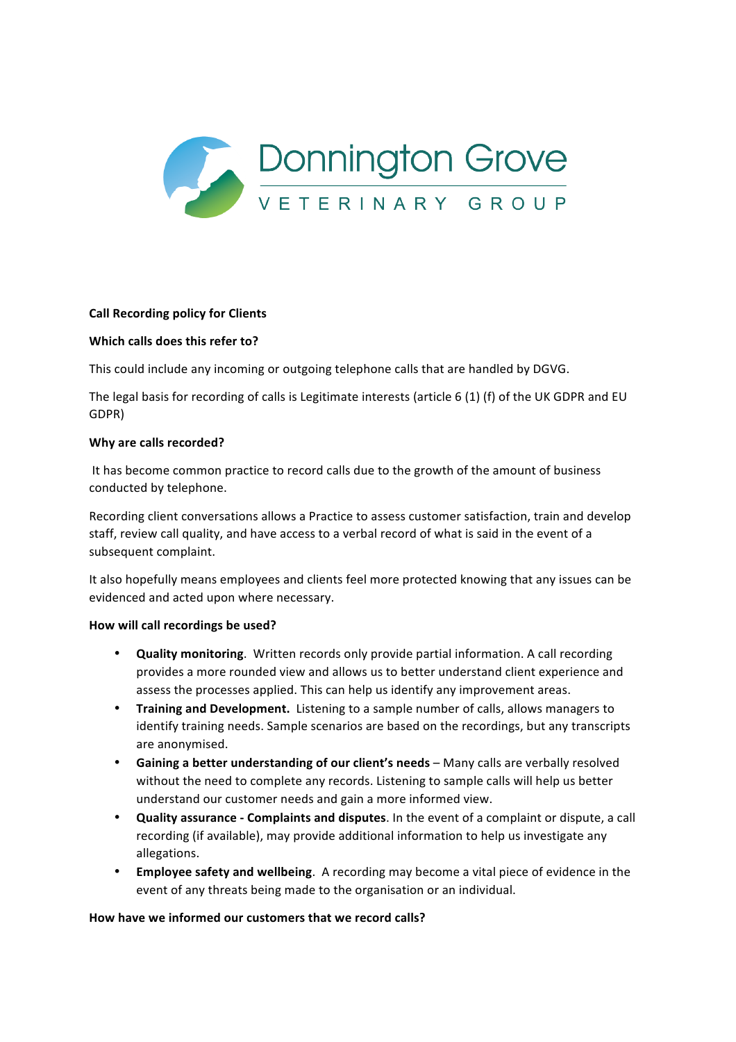Donnington Grove

VETERINARY GROUP

**Call Recording policy for Clients**

**Which calls does this refer to?**

This could include any incoming or outgoing telephone calls that are handled by DGVG.

The legal basis for recording of calls is Legitimate interests (article 6 (1) (f) of the UK GDPR and EU GDPR)

**Why are calls recorded?**

It has become common practice to record calls due to the growth of the amount of business conducted by telephone.

Recording client conversations allows a Practice to assess customer satisfaction, train and develop staff, review call quality, and have access to a verbal record of what is said in the event of a subsequent complaint.

It also hopefully means employees and clients feel more protected knowing that any issues can be evidenced and acted upon where necessary.

**How will call recordings be used?**

- **Quality monitoring**. Written records only provide partial information. A call recording provides a more rounded view and allows us to better understand client experience and assess the processes applied. This can help us identify any improvement areas.
- **Training and Development.** Listening to a sample number of calls, allows managers to identify training needs. Sample scenarios are based on the recordings, but any transcripts are anonymised.
- **Gaining a better understanding of our client's needs** – Many calls are verbally resolved without the need to complete any records. Listening to sample calls will help us better understand our customer needs and gain a more informed view.
- **Quality assurance - Complaints and disputes**. In the event of a complaint or dispute, a call recording (if available), may provide additional information to help us investigate any allegations.
- **Employee safety and wellbeing**. A recording may become a vital piece of evidence in the event of any threats being made to the organisation or an individual.

**How have we informed our customers that we record calls?**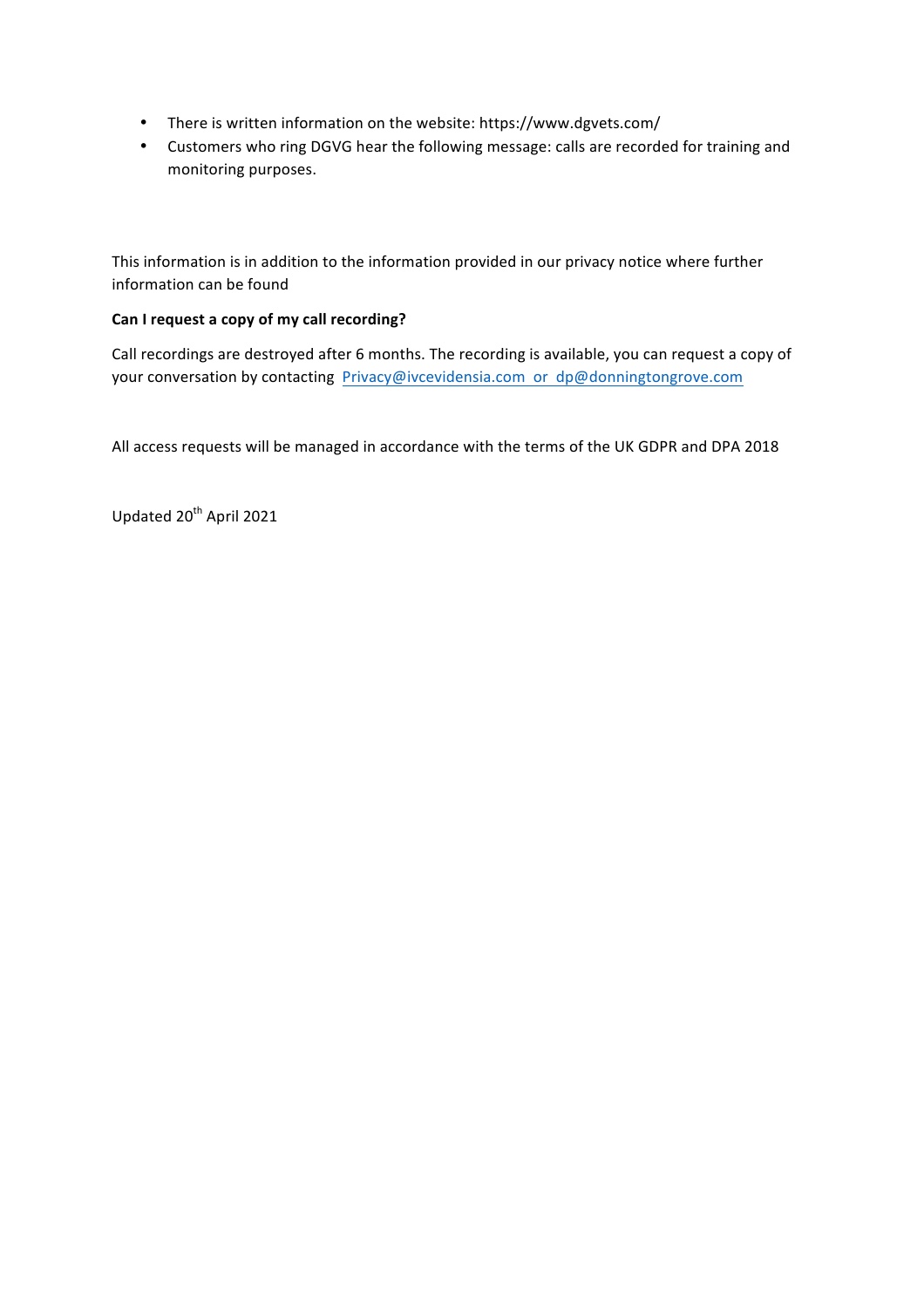- There is written information on the website: https://www.dgvets.com/
- Customers who ring DGVG hear the following message: calls are recorded for training and monitoring purposes.

This information is in addition to the information provided in our privacy notice where further information can be found

**Can I request a copy of my call recording?**

Call recordings are destroyed after 6 months. The recording is available, you can request a copy of your conversation by contacting Privacy@ivcevidensia.com or dp@donningtongrove.com

All access requests will be managed in accordance with the terms of the UK GDPR and DPA 2018

Updated 20th April 2021